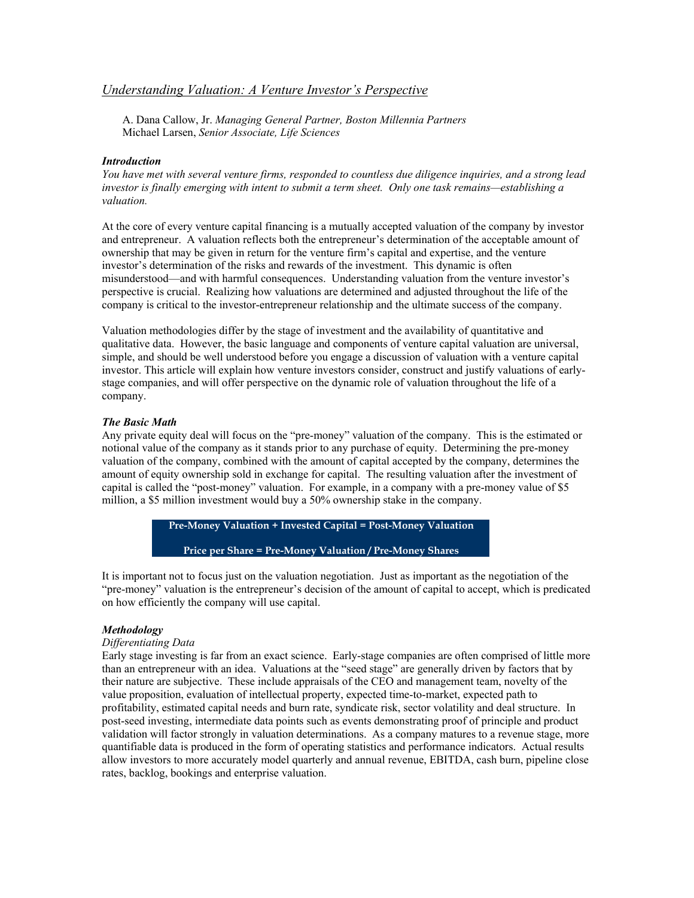# *Understanding Valuation: A Venture Investor's Perspective*

A. Dana Callow, Jr. *Managing General Partner, Boston Millennia Partners*
Michael Larsen, *Senior Associate, Life Sciences*

### *Introduction*

*You have met with several venture firms, responded to countless due diligence inquiries, and a strong lead investor is finally emerging with intent to submit a term sheet. Only one task remains—establishing a valuation.*

At the core of every venture capital financing is a mutually accepted valuation of the company by investor and entrepreneur. A valuation reflects both the entrepreneur's determination of the acceptable amount of ownership that may be given in return for the venture firm's capital and expertise, and the venture investor's determination of the risks and rewards of the investment. This dynamic is often misunderstood—and with harmful consequences. Understanding valuation from the venture investor's perspective is crucial. Realizing how valuations are determined and adjusted throughout the life of the company is critical to the investor-entrepreneur relationship and the ultimate success of the company.

Valuation methodologies differ by the stage of investment and the availability of quantitative and qualitative data. However, the basic language and components of venture capital valuation are universal, simple, and should be well understood before you engage a discussion of valuation with a venture capital investor. This article will explain how venture investors consider, construct and justify valuations of early-stage companies, and will offer perspective on the dynamic role of valuation throughout the life of a company.

### *The Basic Math*

Any private equity deal will focus on the "pre-money" valuation of the company. This is the estimated or notional value of the company as it stands prior to any purchase of equity. Determining the pre-money valuation of the company, combined with the amount of capital accepted by the company, determines the amount of equity ownership sold in exchange for capital. The resulting valuation after the investment of capital is called the "post-money" valuation. For example, in a company with a pre-money value of $5 million, a $5 million investment would buy a 50% ownership stake in the company.

**Pre-Money Valuation + Invested Capital = Post-Money Valuation**

**Price per Share = Pre-Money Valuation / Pre-Money Shares**

It is important not to focus just on the valuation negotiation. Just as important as the negotiation of the "pre-money" valuation is the entrepreneur's decision of the amount of capital to accept, which is predicated on how efficiently the company will use capital.

### *Methodology*

*Differentiating Data*

Early stage investing is far from an exact science. Early-stage companies are often comprised of little more than an entrepreneur with an idea. Valuations at the "seed stage" are generally driven by factors that by their nature are subjective. These include appraisals of the CEO and management team, novelty of the value proposition, evaluation of intellectual property, expected time-to-market, expected path to profitability, estimated capital needs and burn rate, syndicate risk, sector volatility and deal structure. In post-seed investing, intermediate data points such as events demonstrating proof of principle and product validation will factor strongly in valuation determinations. As a company matures to a revenue stage, more quantifiable data is produced in the form of operating statistics and performance indicators. Actual results allow investors to more accurately model quarterly and annual revenue, EBITDA, cash burn, pipeline close rates, backlog, bookings and enterprise valuation.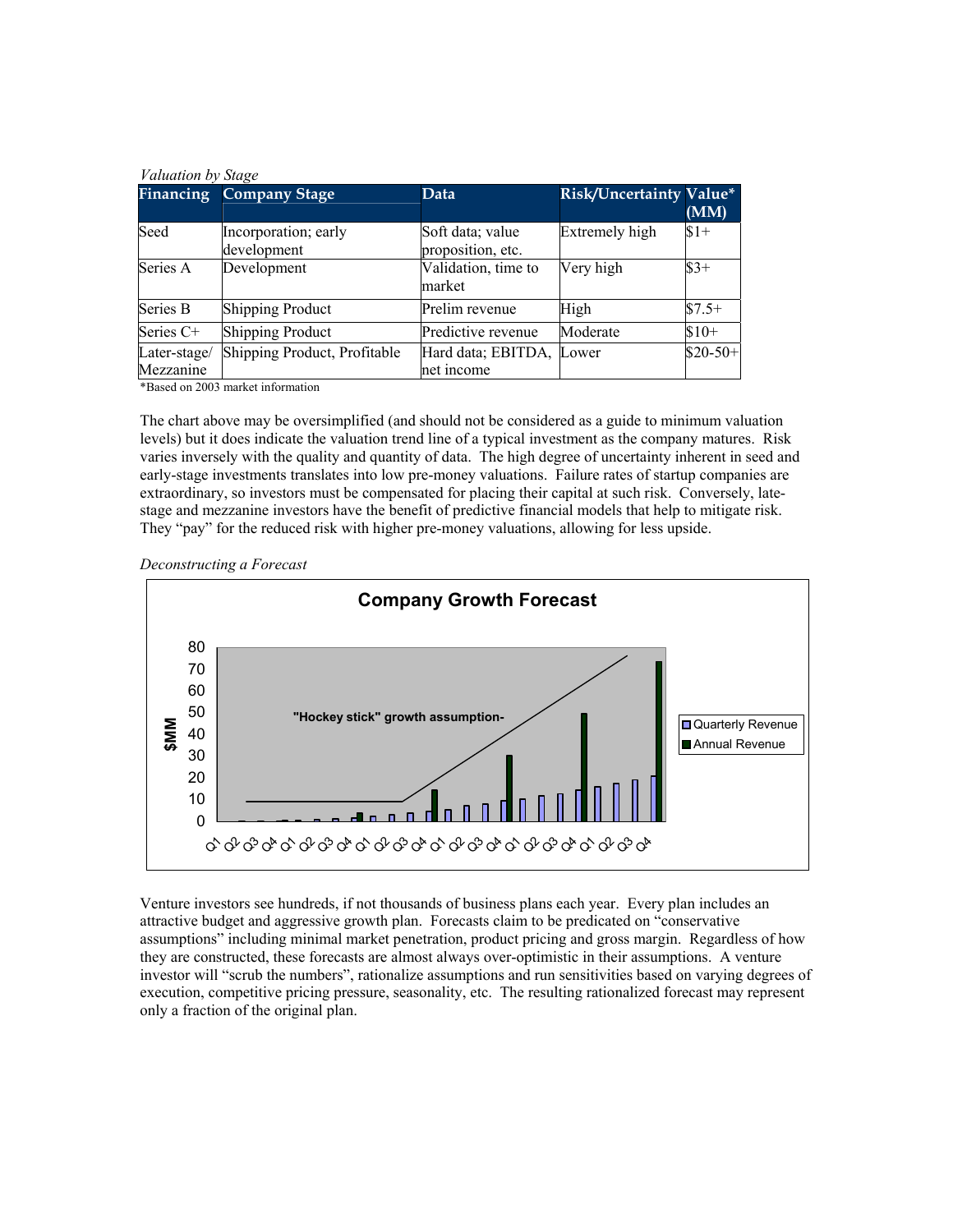*Valuation by Stage*

| Financing | Company Stage | Data | Risk/Uncertainty | Value* (MM) |
|---|---|---|---|---|
| Seed | Incorporation; early development | Soft data; value proposition, etc. | Extremely high | $1+ |
| Series A | Development | Validation, time to market | Very high | $3+ |
| Series B | Shipping Product | Prelim revenue | High | $7.5+ |
| Series C+ | Shipping Product | Predictive revenue | Moderate | $10+ |
| Later-stage/ Mezzanine | Shipping Product, Profitable | Hard data; EBITDA, net income | Lower | $20-50+ |

*Based on 2003 market information

The chart above may be oversimplified (and should not be considered as a guide to minimum valuation levels) but it does indicate the valuation trend line of a typical investment as the company matures. Risk varies inversely with the quality and quantity of data. The high degree of uncertainty inherent in seed and early-stage investments translates into low pre-money valuations. Failure rates of startup companies are extraordinary, so investors must be compensated for placing their capital at such risk. Conversely, late-stage and mezzanine investors have the benefit of predictive financial models that help to mitigate risk. They "pay" for the reduced risk with higher pre-money valuations, allowing for less upside.

*Deconstructing a Forecast*

**Company Growth Forecast**

"Hockey stick" growth assumption-

Quarterly Revenue | Annual Revenue

Venture investors see hundreds, if not thousands of business plans each year. Every plan includes an attractive budget and aggressive growth plan. Forecasts claim to be predicated on "conservative assumptions" including minimal market penetration, product pricing and gross margin. Regardless of how they are constructed, these forecasts are almost always over-optimistic in their assumptions. A venture investor will "scrub the numbers", rationalize assumptions and run sensitivities based on varying degrees of execution, competitive pricing pressure, seasonality, etc. The resulting rationalized forecast may represent only a fraction of the original plan.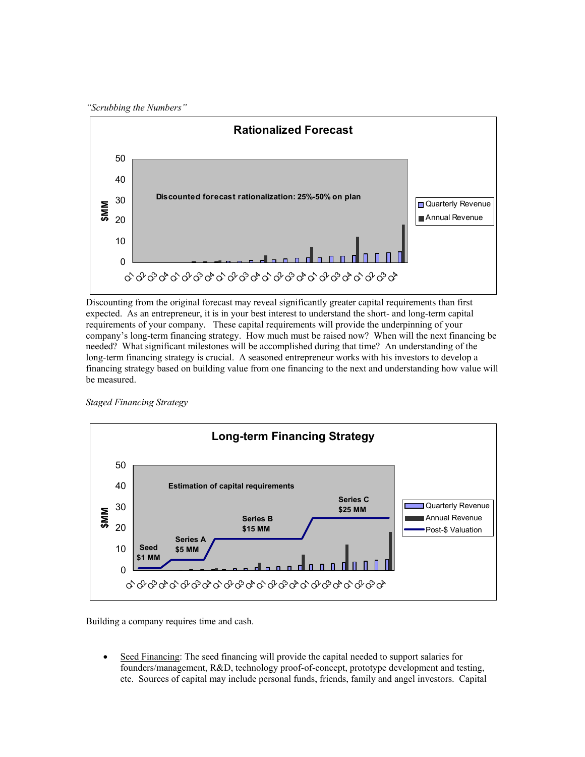*"Scrubbing the Numbers"*

Discounting from the original forecast may reveal significantly greater capital requirements than first expected. As an entrepreneur, it is in your best interest to understand the short- and long-term capital requirements of your company. These capital requirements will provide the underpinning of your company's long-term financing strategy. How much must be raised now? When will the next financing be needed? What significant milestones will be accomplished during that time? An understanding of the long-term financing strategy is crucial. A seasoned entrepreneur works with his investors to develop a financing strategy based on building value from one financing to the next and understanding how value will be measured.

*Staged Financing Strategy*

Building a company requires time and cash.

- Seed Financing: The seed financing will provide the capital needed to support salaries for founders/management, R&D, technology proof-of-concept, prototype development and testing, etc. Sources of capital may include personal funds, friends, family and angel investors. Capital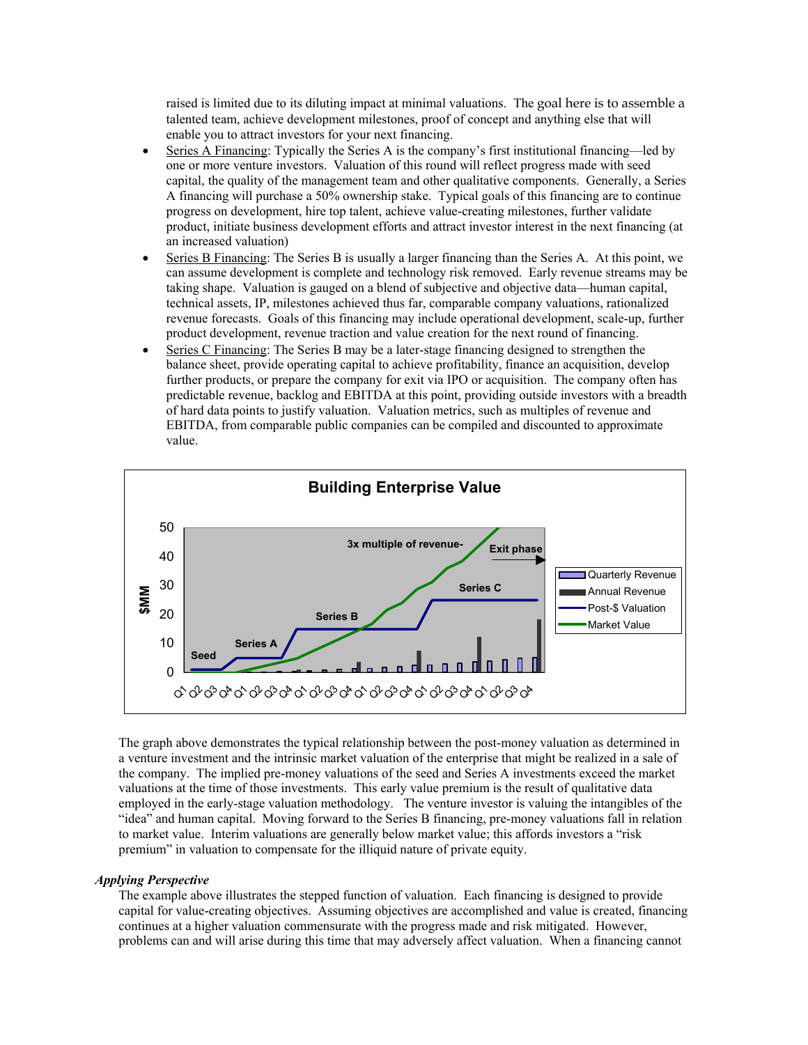raised is limited due to its diluting impact at minimal valuations. The goal here is to assemble a talented team, achieve development milestones, proof of concept and anything else that will enable you to attract investors for your next financing.

- Series A Financing: Typically the Series A is the company's first institutional financing—led by one or more venture investors. Valuation of this round will reflect progress made with seed capital, the quality of the management team and other qualitative components. Generally, a Series A financing will purchase a 50% ownership stake. Typical goals of this financing are to continue progress on development, hire top talent, achieve value-creating milestones, further validate product, initiate business development efforts and attract investor interest in the next financing (at an increased valuation)
- Series B Financing: The Series B is usually a larger financing than the Series A. At this point, we can assume development is complete and technology risk removed. Early revenue streams may be taking shape. Valuation is gauged on a blend of subjective and objective data—human capital, technical assets, IP, milestones achieved thus far, comparable company valuations, rationalized revenue forecasts. Goals of this financing may include operational development, scale-up, further product development, revenue traction and value creation for the next round of financing.
- Series C Financing: The Series B may be a later-stage financing designed to strengthen the balance sheet, provide operating capital to achieve profitability, finance an acquisition, develop further products, or prepare the company for exit via IPO or acquisition. The company often has predictable revenue, backlog and EBITDA at this point, providing outside investors with a breadth of hard data points to justify valuation. Valuation metrics, such as multiples of revenue and EBITDA, from comparable public companies can be compiled and discounted to approximate value.

**Building Enterprise Value**

The graph above demonstrates the typical relationship between the post-money valuation as determined in a venture investment and the intrinsic market valuation of the enterprise that might be realized in a sale of the company. The implied pre-money valuations of the seed and Series A investments exceed the market valuations at the time of those investments. This early value premium is the result of qualitative data employed in the early-stage valuation methodology. The venture investor is valuing the intangibles of the "idea" and human capital. Moving forward to the Series B financing, pre-money valuations fall in relation to market value. Interim valuations are generally below market value; this affords investors a "risk premium" in valuation to compensate for the illiquid nature of private equity.

### *Applying Perspective*

The example above illustrates the stepped function of valuation. Each financing is designed to provide capital for value-creating objectives. Assuming objectives are accomplished and value is created, financing continues at a higher valuation commensurate with the progress made and risk mitigated. However, problems can and will arise during this time that may adversely affect valuation. When a financing cannot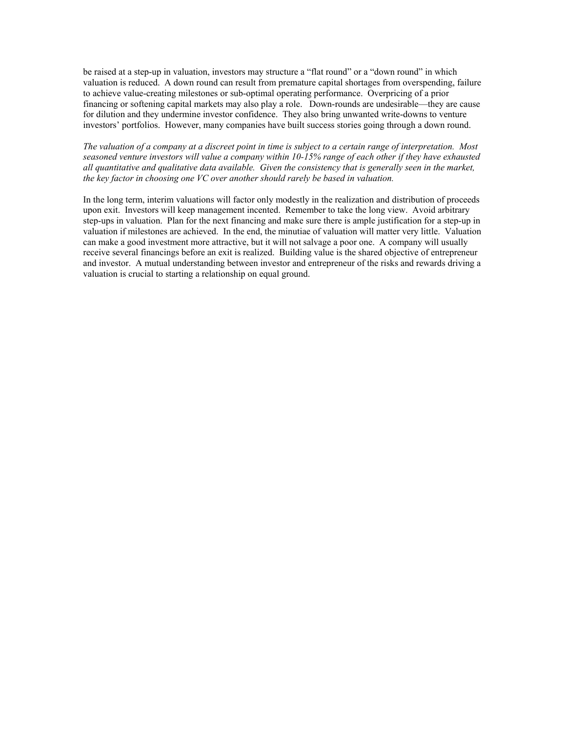be raised at a step-up in valuation, investors may structure a “flat round” or a “down round” in which valuation is reduced. A down round can result from premature capital shortages from overspending, failure to achieve value-creating milestones or sub-optimal operating performance. Overpricing of a prior financing or softening capital markets may also play a role. Down-rounds are undesirable—they are cause for dilution and they undermine investor confidence. They also bring unwanted write-downs to venture investors’ portfolios. However, many companies have built success stories going through a down round.

*The valuation of a company at a discreet point in time is subject to a certain range of interpretation. Most seasoned venture investors will value a company within 10-15% range of each other if they have exhausted all quantitative and qualitative data available. Given the consistency that is generally seen in the market, the key factor in choosing one VC over another should rarely be based in valuation.*

In the long term, interim valuations will factor only modestly in the realization and distribution of proceeds upon exit. Investors will keep management incented. Remember to take the long view. Avoid arbitrary step-ups in valuation. Plan for the next financing and make sure there is ample justification for a step-up in valuation if milestones are achieved. In the end, the minutiae of valuation will matter very little. Valuation can make a good investment more attractive, but it will not salvage a poor one. A company will usually receive several financings before an exit is realized. Building value is the shared objective of entrepreneur and investor. A mutual understanding between investor and entrepreneur of the risks and rewards driving a valuation is crucial to starting a relationship on equal ground.